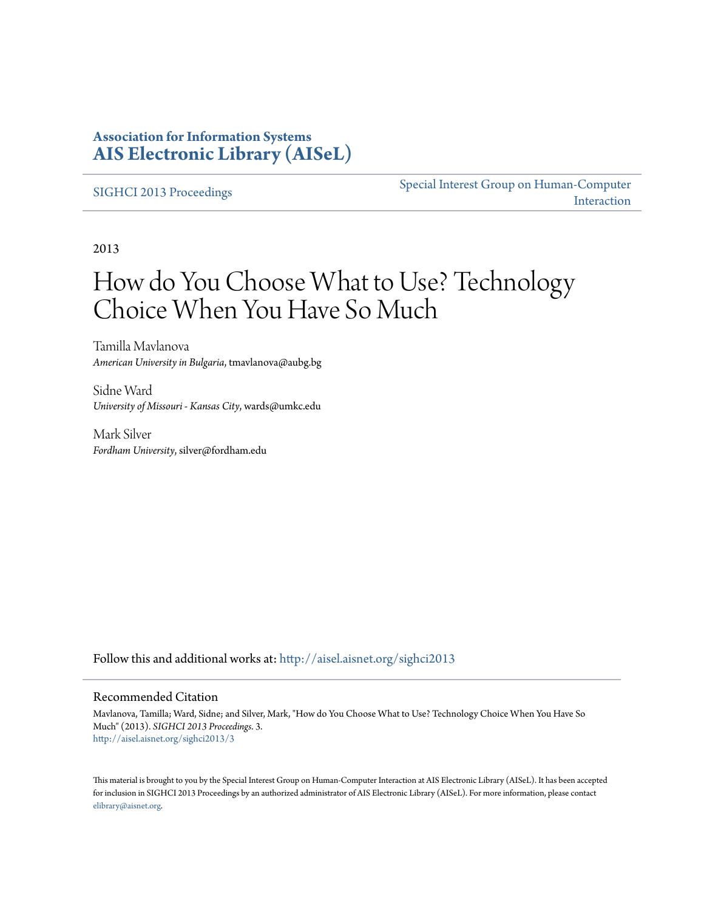**Association for Information Systems**
**AIS Electronic Library (AISeL)**

SIGHCI 2013 Proceedings | Special Interest Group on Human-Computer Interaction

2013

# How do You Choose What to Use? Technology Choice When You Have So Much

Tamilla Mavlanova
*American University in Bulgaria*, tmavlanova@aubg.bg

Sidne Ward
*University of Missouri - Kansas City*, wards@umkc.edu

Mark Silver
*Fordham University*, silver@fordham.edu

Follow this and additional works at: http://aisel.aisnet.org/sighci2013

## Recommended Citation

Mavlanova, Tamilla; Ward, Sidne; and Silver, Mark, "How do You Choose What to Use? Technology Choice When You Have So Much" (2013). *SIGHCI 2013 Proceedings*. 3.
http://aisel.aisnet.org/sighci2013/3

This material is brought to you by the Special Interest Group on Human-Computer Interaction at AIS Electronic Library (AISeL). It has been accepted for inclusion in SIGHCI 2013 Proceedings by an authorized administrator of AIS Electronic Library (AISeL). For more information, please contact elibrary@aisnet.org.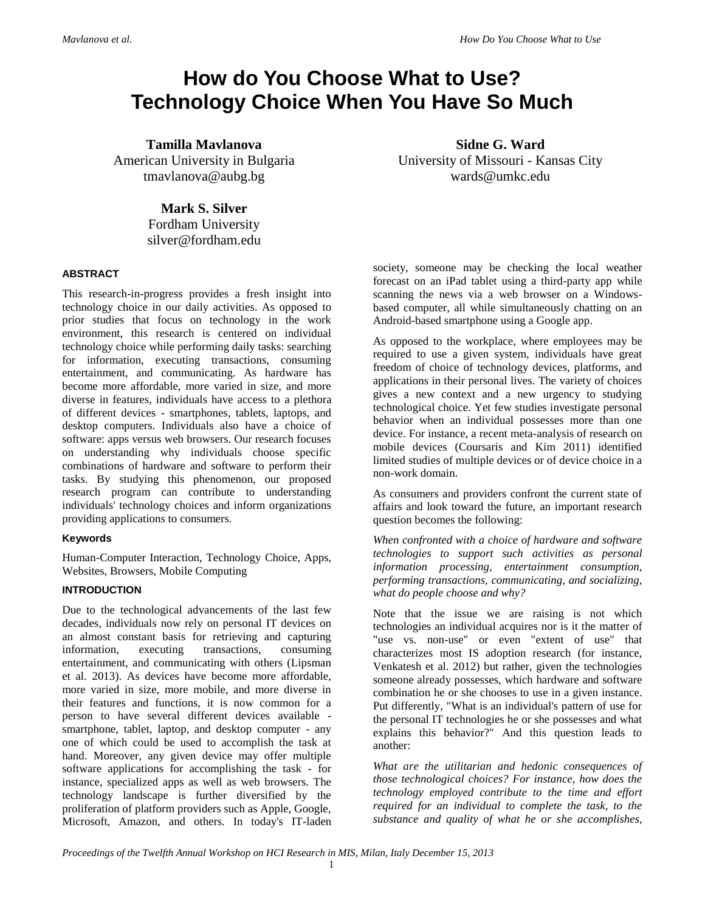# How do You Choose What to Use? Technology Choice When You Have So Much

**Tamilla Mavlanova**
American University in Bulgaria
tmavlanova@aubg.bg

**Sidne G. Ward**
University of Missouri - Kansas City
wards@umkc.edu

**Mark S. Silver**
Fordham University
silver@fordham.edu

## ABSTRACT

This research-in-progress provides a fresh insight into technology choice in our daily activities. As opposed to prior studies that focus on technology in the work environment, this research is centered on individual technology choice while performing daily tasks: searching for information, executing transactions, consuming entertainment, and communicating. As hardware has become more affordable, more varied in size, and more diverse in features, individuals have access to a plethora of different devices - smartphones, tablets, laptops, and desktop computers. Individuals also have a choice of software: apps versus web browsers. Our research focuses on understanding why individuals choose specific combinations of hardware and software to perform their tasks. By studying this phenomenon, our proposed research program can contribute to understanding individuals' technology choices and inform organizations providing applications to consumers.

### Keywords

Human-Computer Interaction, Technology Choice, Apps, Websites, Browsers, Mobile Computing

## INTRODUCTION

Due to the technological advancements of the last few decades, individuals now rely on personal IT devices on an almost constant basis for retrieving and capturing information, executing transactions, consuming entertainment, and communicating with others (Lipsman et al. 2013). As devices have become more affordable, more varied in size, more mobile, and more diverse in their features and functions, it is now common for a person to have several different devices available - smartphone, tablet, laptop, and desktop computer - any one of which could be used to accomplish the task at hand. Moreover, any given device may offer multiple software applications for accomplishing the task - for instance, specialized apps as well as web browsers. The technology landscape is further diversified by the proliferation of platform providers such as Apple, Google, Microsoft, Amazon, and others. In today's IT-laden society, someone may be checking the local weather forecast on an iPad tablet using a third-party app while scanning the news via a web browser on a Windows-based computer, all while simultaneously chatting on an Android-based smartphone using a Google app.

As opposed to the workplace, where employees may be required to use a given system, individuals have great freedom of choice of technology devices, platforms, and applications in their personal lives. The variety of choices gives a new context and a new urgency to studying technological choice. Yet few studies investigate personal behavior when an individual possesses more than one device. For instance, a recent meta-analysis of research on mobile devices (Coursaris and Kim 2011) identified limited studies of multiple devices or of device choice in a non-work domain.

As consumers and providers confront the current state of affairs and look toward the future, an important research question becomes the following:

*When confronted with a choice of hardware and software technologies to support such activities as personal information processing, entertainment consumption, performing transactions, communicating, and socializing, what do people choose and why?*

Note that the issue we are raising is not which technologies an individual acquires nor is it the matter of "use vs. non-use" or even "extent of use" that characterizes most IS adoption research (for instance, Venkatesh et al. 2012) but rather, given the technologies someone already possesses, which hardware and software combination he or she chooses to use in a given instance. Put differently, "What is an individual's pattern of use for the personal IT technologies he or she possesses and what explains this behavior?" And this question leads to another:

*What are the utilitarian and hedonic consequences of those technological choices? For instance, how does the technology employed contribute to the time and effort required for an individual to complete the task, to the substance and quality of what he or she accomplishes,*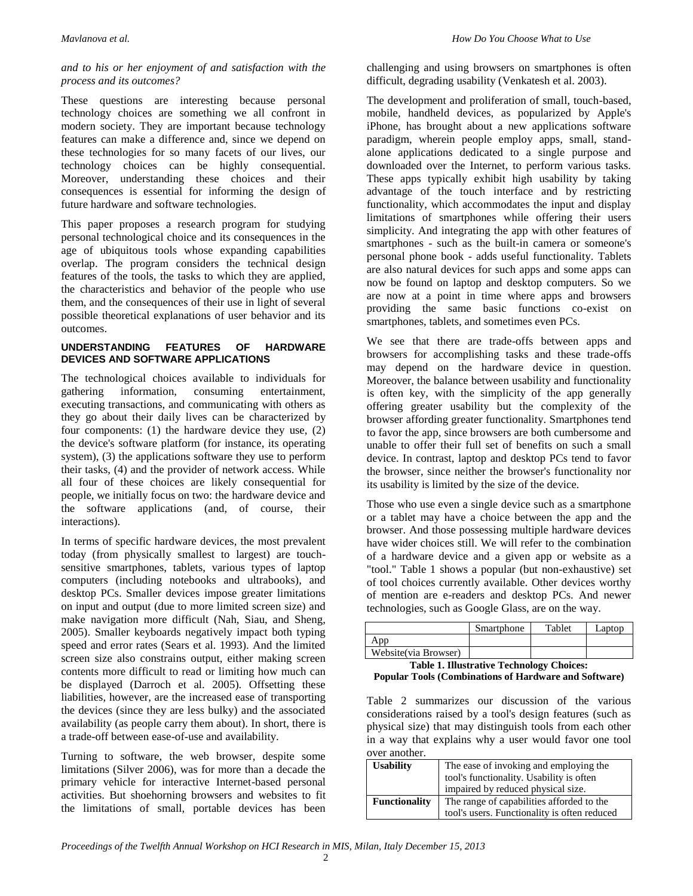*and to his or her enjoyment of and satisfaction with the process and its outcomes?*

These questions are interesting because personal technology choices are something we all confront in modern society. They are important because technology features can make a difference and, since we depend on these technologies for so many facets of our lives, our technology choices can be highly consequential. Moreover, understanding these choices and their consequences is essential for informing the design of future hardware and software technologies.

This paper proposes a research program for studying personal technological choice and its consequences in the age of ubiquitous tools whose expanding capabilities overlap. The program considers the technical design features of the tools, the tasks to which they are applied, the characteristics and behavior of the people who use them, and the consequences of their use in light of several possible theoretical explanations of user behavior and its outcomes.

## UNDERSTANDING FEATURES OF HARDWARE DEVICES AND SOFTWARE APPLICATIONS

The technological choices available to individuals for gathering information, consuming entertainment, executing transactions, and communicating with others as they go about their daily lives can be characterized by four components: (1) the hardware device they use, (2) the device's software platform (for instance, its operating system), (3) the applications software they use to perform their tasks, (4) and the provider of network access. While all four of these choices are likely consequential for people, we initially focus on two: the hardware device and the software applications (and, of course, their interactions).

In terms of specific hardware devices, the most prevalent today (from physically smallest to largest) are touch-sensitive smartphones, tablets, various types of laptop computers (including notebooks and ultrabooks), and desktop PCs. Smaller devices impose greater limitations on input and output (due to more limited screen size) and make navigation more difficult (Nah, Siau, and Sheng, 2005). Smaller keyboards negatively impact both typing speed and error rates (Sears et al. 1993). And the limited screen size also constrains output, either making screen contents more difficult to read or limiting how much can be displayed (Darroch et al. 2005). Offsetting these liabilities, however, are the increased ease of transporting the devices (since they are less bulky) and the associated availability (as people carry them about). In short, there is a trade-off between ease-of-use and availability.

Turning to software, the web browser, despite some limitations (Silver 2006), was for more than a decade the primary vehicle for interactive Internet-based personal activities. But shoehorning browsers and websites to fit the limitations of small, portable devices has been challenging and using browsers on smartphones is often difficult, degrading usability (Venkatesh et al. 2003).

The development and proliferation of small, touch-based, mobile, handheld devices, as popularized by Apple's iPhone, has brought about a new applications software paradigm, wherein people employ apps, small, stand-alone applications dedicated to a single purpose and downloaded over the Internet, to perform various tasks. These apps typically exhibit high usability by taking advantage of the touch interface and by restricting functionality, which accommodates the input and display limitations of smartphones while offering their users simplicity. And integrating the app with other features of smartphones - such as the built-in camera or someone's personal phone book - adds useful functionality. Tablets are also natural devices for such apps and some apps can now be found on laptop and desktop computers. So we are now at a point in time where apps and browsers providing the same basic functions co-exist on smartphones, tablets, and sometimes even PCs.

We see that there are trade-offs between apps and browsers for accomplishing tasks and these trade-offs may depend on the hardware device in question. Moreover, the balance between usability and functionality is often key, with the simplicity of the app generally offering greater usability but the complexity of the browser affording greater functionality. Smartphones tend to favor the app, since browsers are both cumbersome and unable to offer their full set of benefits on such a small device. In contrast, laptop and desktop PCs tend to favor the browser, since neither the browser's functionality nor its usability is limited by the size of the device.

Those who use even a single device such as a smartphone or a tablet may have a choice between the app and the browser. And those possessing multiple hardware devices have wider choices still. We will refer to the combination of a hardware device and a given app or website as a "tool." Table 1 shows a popular (but non-exhaustive) set of tool choices currently available. Other devices worthy of mention are e-readers and desktop PCs. And newer technologies, such as Google Glass, are on the way.

| | Smartphone | Tablet | Laptop |
|---|---|---|---|
| App | | | |
| Website(via Browser) | | | |

**Table 1. Illustrative Technology Choices: Popular Tools (Combinations of Hardware and Software)**

Table 2 summarizes our discussion of the various considerations raised by a tool's design features (such as physical size) that may distinguish tools from each other in a way that explains why a user would favor one tool over another.

| | |
|---|---|
| **Usability** | The ease of invoking and employing the tool's functionality. Usability is often impaired by reduced physical size. |
| **Functionality** | The range of capabilities afforded to the tool's users. Functionality is often reduced |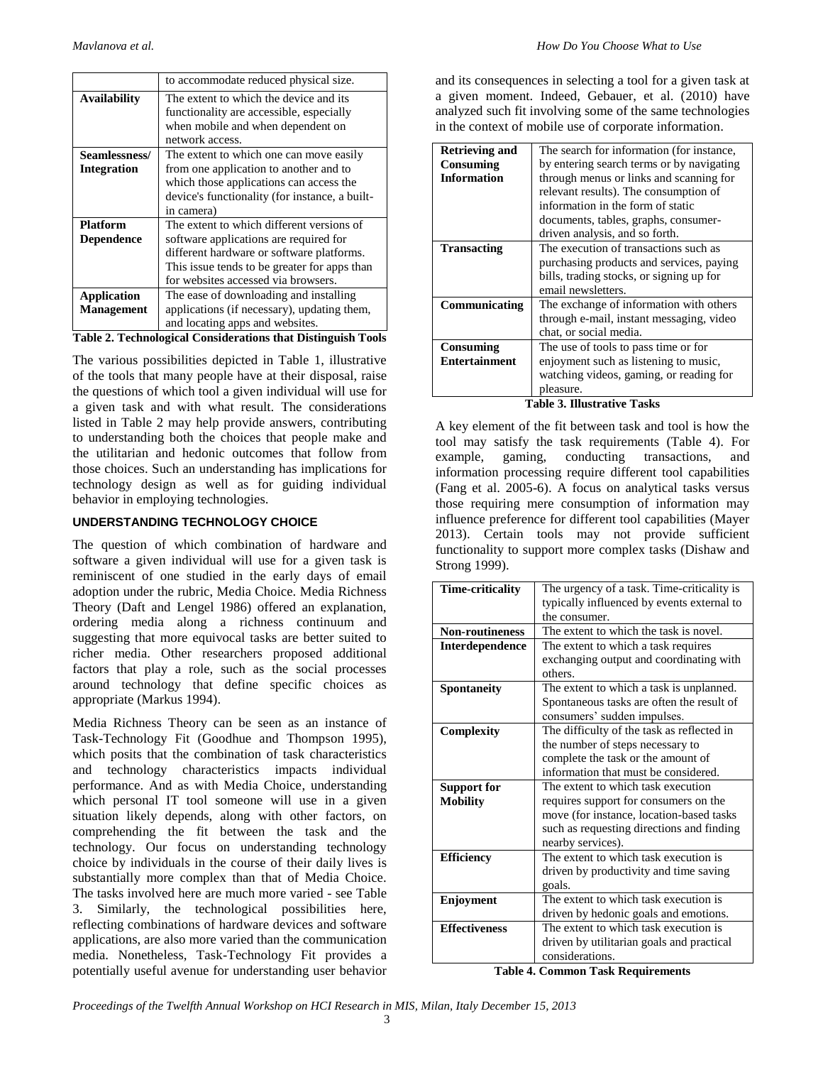| | to accommodate reduced physical size. |
|---|---|
| **Availability** | The extent to which the device and its functionality are accessible, especially when mobile and when dependent on network access. |
| **Seamlessness/ Integration** | The extent to which one can move easily from one application to another and to which those applications can access the device's functionality (for instance, a built-in camera) |
| **Platform Dependence** | The extent to which different versions of software applications are required for different hardware or software platforms. This issue tends to be greater for apps than for websites accessed via browsers. |
| **Application Management** | The ease of downloading and installing applications (if necessary), updating them, and locating apps and websites. |

**Table 2. Technological Considerations that Distinguish Tools**

The various possibilities depicted in Table 1, illustrative of the tools that many people have at their disposal, raise the questions of which tool a given individual will use for a given task and with what result. The considerations listed in Table 2 may help provide answers, contributing to understanding both the choices that people make and the utilitarian and hedonic outcomes that follow from those choices. Such an understanding has implications for technology design as well as for guiding individual behavior in employing technologies.

## UNDERSTANDING TECHNOLOGY CHOICE

The question of which combination of hardware and software a given individual will use for a given task is reminiscent of one studied in the early days of email adoption under the rubric, Media Choice. Media Richness Theory (Daft and Lengel 1986) offered an explanation, ordering media along a richness continuum and suggesting that more equivocal tasks are better suited to richer media. Other researchers proposed additional factors that play a role, such as the social processes around technology that define specific choices as appropriate (Markus 1994).

Media Richness Theory can be seen as an instance of Task-Technology Fit (Goodhue and Thompson 1995), which posits that the combination of task characteristics and technology characteristics impacts individual performance. And as with Media Choice, understanding which personal IT tool someone will use in a given situation likely depends, along with other factors, on comprehending the fit between the task and the technology. Our focus on understanding technology choice by individuals in the course of their daily lives is substantially more complex than that of Media Choice. The tasks involved here are much more varied - see Table 3. Similarly, the technological possibilities here, reflecting combinations of hardware devices and software applications, are also more varied than the communication media. Nonetheless, Task-Technology Fit provides a potentially useful avenue for understanding user behavior and its consequences in selecting a tool for a given task at a given moment. Indeed, Gebauer, et al. (2010) have analyzed such fit involving some of the same technologies in the context of mobile use of corporate information.

| | |
|---|---|
| **Retrieving and Consuming Information** | The search for information (for instance, by entering search terms or by navigating through menus or links and scanning for relevant results). The consumption of information in the form of static documents, tables, graphs, consumer-driven analysis, and so forth. |
| **Transacting** | The execution of transactions such as purchasing products and services, paying bills, trading stocks, or signing up for email newsletters. |
| **Communicating** | The exchange of information with others through e-mail, instant messaging, video chat, or social media. |
| **Consuming Entertainment** | The use of tools to pass time or for enjoyment such as listening to music, watching videos, gaming, or reading for pleasure. |

**Table 3. Illustrative Tasks**

A key element of the fit between task and tool is how the tool may satisfy the task requirements (Table 4). For example, gaming, conducting transactions, and information processing require different tool capabilities (Fang et al. 2005-6). A focus on analytical tasks versus those requiring mere consumption of information may influence preference for different tool capabilities (Mayer 2013). Certain tools may not provide sufficient functionality to support more complex tasks (Dishaw and Strong 1999).

| | |
|---|---|
| **Time-criticality** | The urgency of a task. Time-criticality is typically influenced by events external to the consumer. |
| **Non-routineness** | The extent to which the task is novel. |
| **Interdependence** | The extent to which a task requires exchanging output and coordinating with others. |
| **Spontaneity** | The extent to which a task is unplanned. Spontaneous tasks are often the result of consumers' sudden impulses. |
| **Complexity** | The difficulty of the task as reflected in the number of steps necessary to complete the task or the amount of information that must be considered. |
| **Support for Mobility** | The extent to which task execution requires support for consumers on the move (for instance, location-based tasks such as requesting directions and finding nearby services). |
| **Efficiency** | The extent to which task execution is driven by productivity and time saving goals. |
| **Enjoyment** | The extent to which task execution is driven by hedonic goals and emotions. |
| **Effectiveness** | The extent to which task execution is driven by utilitarian goals and practical considerations. |

**Table 4. Common Task Requirements**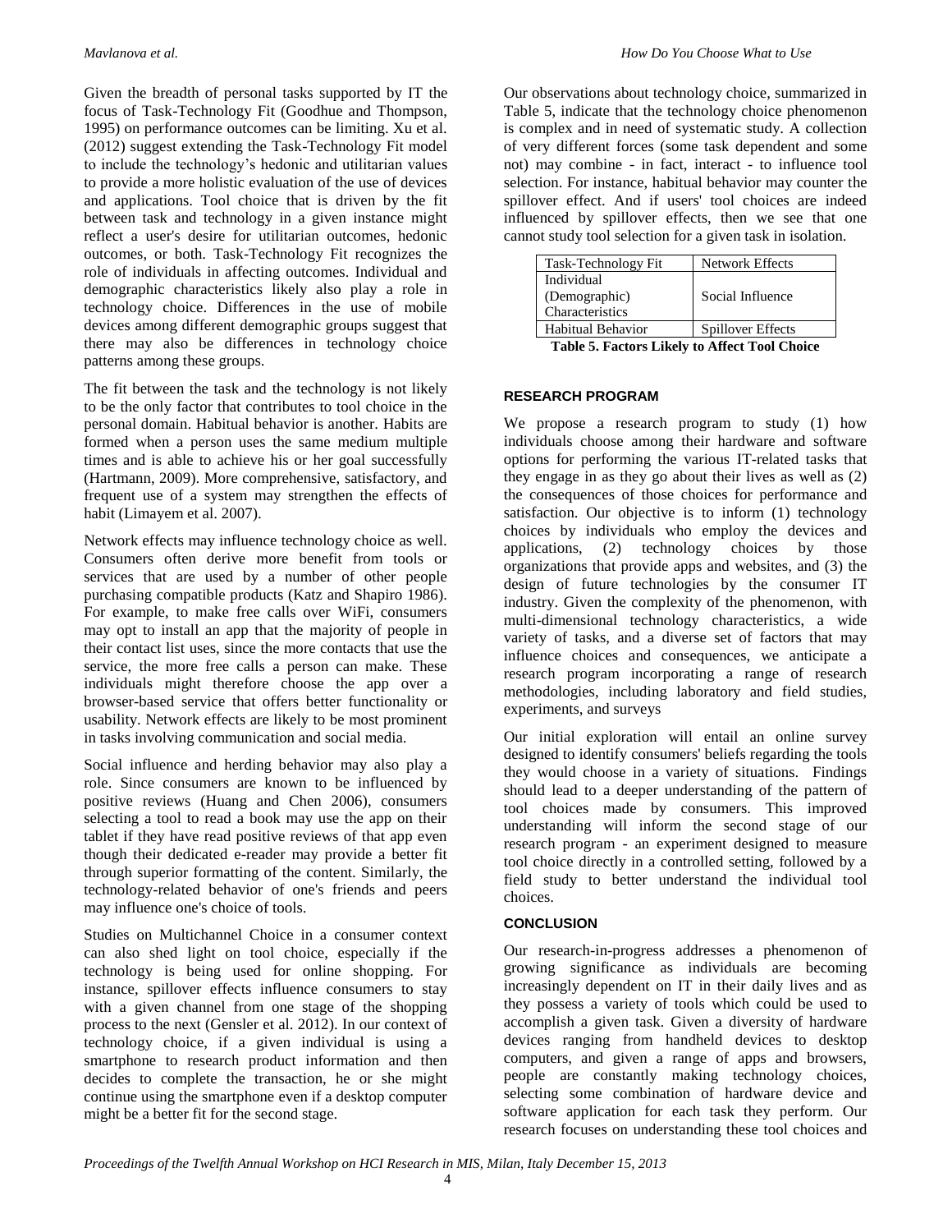Given the breadth of personal tasks supported by IT the focus of Task-Technology Fit (Goodhue and Thompson, 1995) on performance outcomes can be limiting. Xu et al. (2012) suggest extending the Task-Technology Fit model to include the technology's hedonic and utilitarian values to provide a more holistic evaluation of the use of devices and applications. Tool choice that is driven by the fit between task and technology in a given instance might reflect a user's desire for utilitarian outcomes, hedonic outcomes, or both. Task-Technology Fit recognizes the role of individuals in affecting outcomes. Individual and demographic characteristics likely also play a role in technology choice. Differences in the use of mobile devices among different demographic groups suggest that there may also be differences in technology choice patterns among these groups.

The fit between the task and the technology is not likely to be the only factor that contributes to tool choice in the personal domain. Habitual behavior is another. Habits are formed when a person uses the same medium multiple times and is able to achieve his or her goal successfully (Hartmann, 2009). More comprehensive, satisfactory, and frequent use of a system may strengthen the effects of habit (Limayem et al. 2007).

Network effects may influence technology choice as well. Consumers often derive more benefit from tools or services that are used by a number of other people purchasing compatible products (Katz and Shapiro 1986). For example, to make free calls over WiFi, consumers may opt to install an app that the majority of people in their contact list uses, since the more contacts that use the service, the more free calls a person can make. These individuals might therefore choose the app over a browser-based service that offers better functionality or usability. Network effects are likely to be most prominent in tasks involving communication and social media.

Social influence and herding behavior may also play a role. Since consumers are known to be influenced by positive reviews (Huang and Chen 2006), consumers selecting a tool to read a book may use the app on their tablet if they have read positive reviews of that app even though their dedicated e-reader may provide a better fit through superior formatting of the content. Similarly, the technology-related behavior of one's friends and peers may influence one's choice of tools.

Studies on Multichannel Choice in a consumer context can also shed light on tool choice, especially if the technology is being used for online shopping. For instance, spillover effects influence consumers to stay with a given channel from one stage of the shopping process to the next (Gensler et al. 2012). In our context of technology choice, if a given individual is using a smartphone to research product information and then decides to complete the transaction, he or she might continue using the smartphone even if a desktop computer might be a better fit for the second stage.

Our observations about technology choice, summarized in Table 5, indicate that the technology choice phenomenon is complex and in need of systematic study. A collection of very different forces (some task dependent and some not) may combine - in fact, interact - to influence tool selection. For instance, habitual behavior may counter the spillover effect. And if users' tool choices are indeed influenced by spillover effects, then we see that one cannot study tool selection for a given task in isolation.

| Task-Technology Fit | Network Effects |
|---|---|
| Individual (Demographic) Characteristics | Social Influence |
| Habitual Behavior | Spillover Effects |

**Table 5. Factors Likely to Affect Tool Choice**

## RESEARCH PROGRAM

We propose a research program to study (1) how individuals choose among their hardware and software options for performing the various IT-related tasks that they engage in as they go about their lives as well as (2) the consequences of those choices for performance and satisfaction. Our objective is to inform (1) technology choices by individuals who employ the devices and applications, (2) technology choices by those organizations that provide apps and websites, and (3) the design of future technologies by the consumer IT industry. Given the complexity of the phenomenon, with multi-dimensional technology characteristics, a wide variety of tasks, and a diverse set of factors that may influence choices and consequences, we anticipate a research program incorporating a range of research methodologies, including laboratory and field studies, experiments, and surveys

Our initial exploration will entail an online survey designed to identify consumers' beliefs regarding the tools they would choose in a variety of situations. Findings should lead to a deeper understanding of the pattern of tool choices made by consumers. This improved understanding will inform the second stage of our research program - an experiment designed to measure tool choice directly in a controlled setting, followed by a field study to better understand the individual tool choices.

## CONCLUSION

Our research-in-progress addresses a phenomenon of growing significance as individuals are becoming increasingly dependent on IT in their daily lives and as they possess a variety of tools which could be used to accomplish a given task. Given a diversity of hardware devices ranging from handheld devices to desktop computers, and given a range of apps and browsers, people are constantly making technology choices, selecting some combination of hardware device and software application for each task they perform. Our research focuses on understanding these tool choices and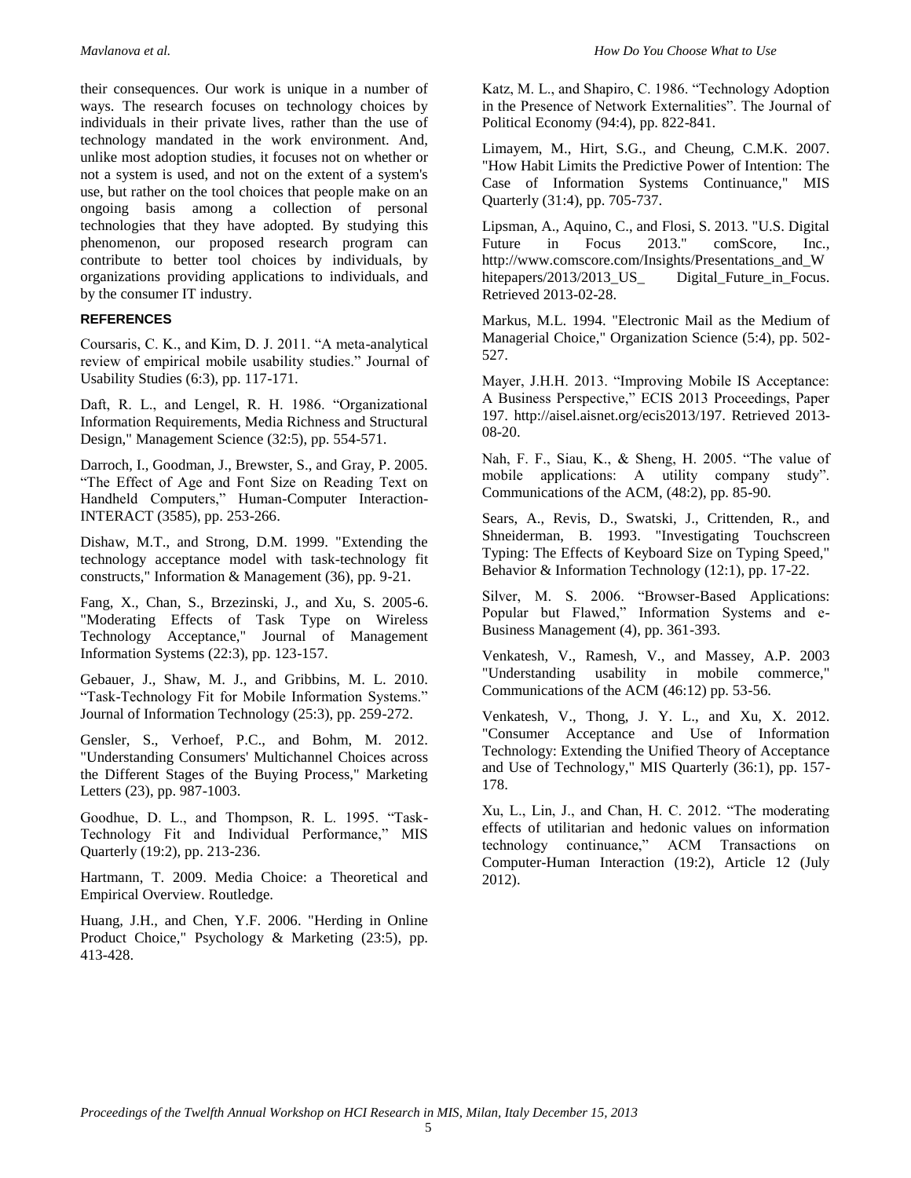their consequences. Our work is unique in a number of ways. The research focuses on technology choices by individuals in their private lives, rather than the use of technology mandated in the work environment. And, unlike most adoption studies, it focuses not on whether or not a system is used, and not on the extent of a system's use, but rather on the tool choices that people make on an ongoing basis among a collection of personal technologies that they have adopted. By studying this phenomenon, our proposed research program can contribute to better tool choices by individuals, by organizations providing applications to individuals, and by the consumer IT industry.

## REFERENCES

Coursaris, C. K., and Kim, D. J. 2011. "A meta-analytical review of empirical mobile usability studies." Journal of Usability Studies (6:3), pp. 117-171.

Daft, R. L., and Lengel, R. H. 1986. "Organizational Information Requirements, Media Richness and Structural Design," Management Science (32:5), pp. 554-571.

Darroch, I., Goodman, J., Brewster, S., and Gray, P. 2005. "The Effect of Age and Font Size on Reading Text on Handheld Computers," Human-Computer Interaction-INTERACT (3585), pp. 253-266.

Dishaw, M.T., and Strong, D.M. 1999. "Extending the technology acceptance model with task-technology fit constructs," Information & Management (36), pp. 9-21.

Fang, X., Chan, S., Brzezinski, J., and Xu, S. 2005-6. "Moderating Effects of Task Type on Wireless Technology Acceptance," Journal of Management Information Systems (22:3), pp. 123-157.

Gebauer, J., Shaw, M. J., and Gribbins, M. L. 2010. "Task-Technology Fit for Mobile Information Systems." Journal of Information Technology (25:3), pp. 259-272.

Gensler, S., Verhoef, P.C., and Bohm, M. 2012. "Understanding Consumers' Multichannel Choices across the Different Stages of the Buying Process," Marketing Letters (23), pp. 987-1003.

Goodhue, D. L., and Thompson, R. L. 1995. "Task-Technology Fit and Individual Performance," MIS Quarterly (19:2), pp. 213-236.

Hartmann, T. 2009. Media Choice: a Theoretical and Empirical Overview. Routledge.

Huang, J.H., and Chen, Y.F. 2006. "Herding in Online Product Choice," Psychology & Marketing (23:5), pp. 413-428.

Katz, M. L., and Shapiro, C. 1986. "Technology Adoption in the Presence of Network Externalities". The Journal of Political Economy (94:4), pp. 822-841.

Limayem, M., Hirt, S.G., and Cheung, C.M.K. 2007. "How Habit Limits the Predictive Power of Intention: The Case of Information Systems Continuance," MIS Quarterly (31:4), pp. 705-737.

Lipsman, A., Aquino, C., and Flosi, S. 2013. "U.S. Digital Future in Focus 2013." comScore, Inc., http://www.comscore.com/Insights/Presentations_and_Whitepapers/2013/2013_US_ Digital_Future_in_Focus. Retrieved 2013-02-28.

Markus, M.L. 1994. "Electronic Mail as the Medium of Managerial Choice," Organization Science (5:4), pp. 502-527.

Mayer, J.H.H. 2013. "Improving Mobile IS Acceptance: A Business Perspective," ECIS 2013 Proceedings, Paper 197. http://aisel.aisnet.org/ecis2013/197. Retrieved 2013-08-20.

Nah, F. F., Siau, K., & Sheng, H. 2005. "The value of mobile applications: A utility company study". Communications of the ACM, (48:2), pp. 85-90.

Sears, A., Revis, D., Swatski, J., Crittenden, R., and Shneiderman, B. 1993. "Investigating Touchscreen Typing: The Effects of Keyboard Size on Typing Speed," Behavior & Information Technology (12:1), pp. 17-22.

Silver, M. S. 2006. "Browser-Based Applications: Popular but Flawed," Information Systems and e-Business Management (4), pp. 361-393.

Venkatesh, V., Ramesh, V., and Massey, A.P. 2003 "Understanding usability in mobile commerce," Communications of the ACM (46:12) pp. 53-56.

Venkatesh, V., Thong, J. Y. L., and Xu, X. 2012. "Consumer Acceptance and Use of Information Technology: Extending the Unified Theory of Acceptance and Use of Technology," MIS Quarterly (36:1), pp. 157-178.

Xu, L., Lin, J., and Chan, H. C. 2012. "The moderating effects of utilitarian and hedonic values on information technology continuance," ACM Transactions on Computer-Human Interaction (19:2), Article 12 (July 2012).